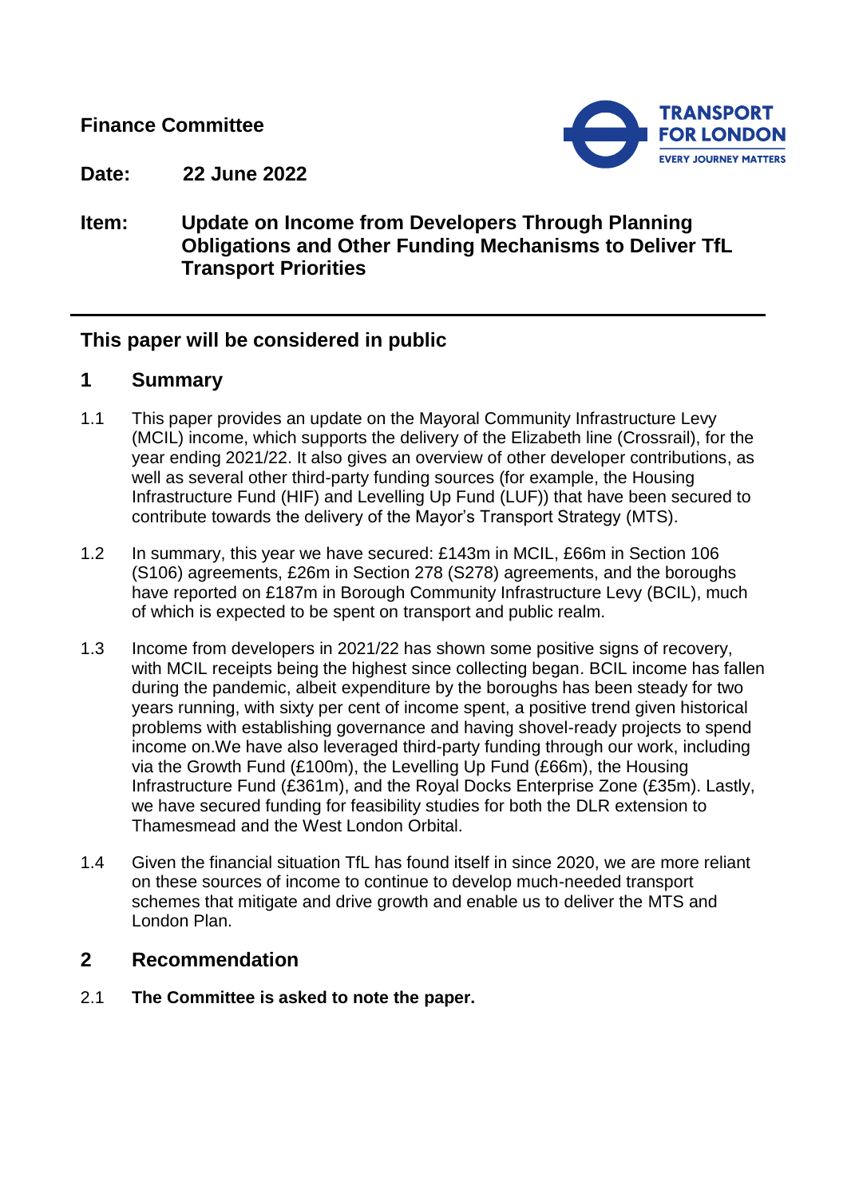**Finance Committee**

**Date:** **22 June 2022**

**Item:** **Update on Income from Developers Through Planning Obligations and Other Funding Mechanisms to Deliver TfL Transport Priorities**

---

## This paper will be considered in public

## 1 Summary

1.1 This paper provides an update on the Mayoral Community Infrastructure Levy (MCIL) income, which supports the delivery of the Elizabeth line (Crossrail), for the year ending 2021/22. It also gives an overview of other developer contributions, as well as several other third-party funding sources (for example, the Housing Infrastructure Fund (HIF) and Levelling Up Fund (LUF)) that have been secured to contribute towards the delivery of the Mayor's Transport Strategy (MTS).

1.2 In summary, this year we have secured: £143m in MCIL, £66m in Section 106 (S106) agreements, £26m in Section 278 (S278) agreements, and the boroughs have reported on £187m in Borough Community Infrastructure Levy (BCIL), much of which is expected to be spent on transport and public realm.

1.3 Income from developers in 2021/22 has shown some positive signs of recovery, with MCIL receipts being the highest since collecting began. BCIL income has fallen during the pandemic, albeit expenditure by the boroughs has been steady for two years running, with sixty per cent of income spent, a positive trend given historical problems with establishing governance and having shovel-ready projects to spend income on.We have also leveraged third-party funding through our work, including via the Growth Fund (£100m), the Levelling Up Fund (£66m), the Housing Infrastructure Fund (£361m), and the Royal Docks Enterprise Zone (£35m). Lastly, we have secured funding for feasibility studies for both the DLR extension to Thamesmead and the West London Orbital.

1.4 Given the financial situation TfL has found itself in since 2020, we are more reliant on these sources of income to continue to develop much-needed transport schemes that mitigate and drive growth and enable us to deliver the MTS and London Plan.

## 2 Recommendation

2.1 **The Committee is asked to note the paper.**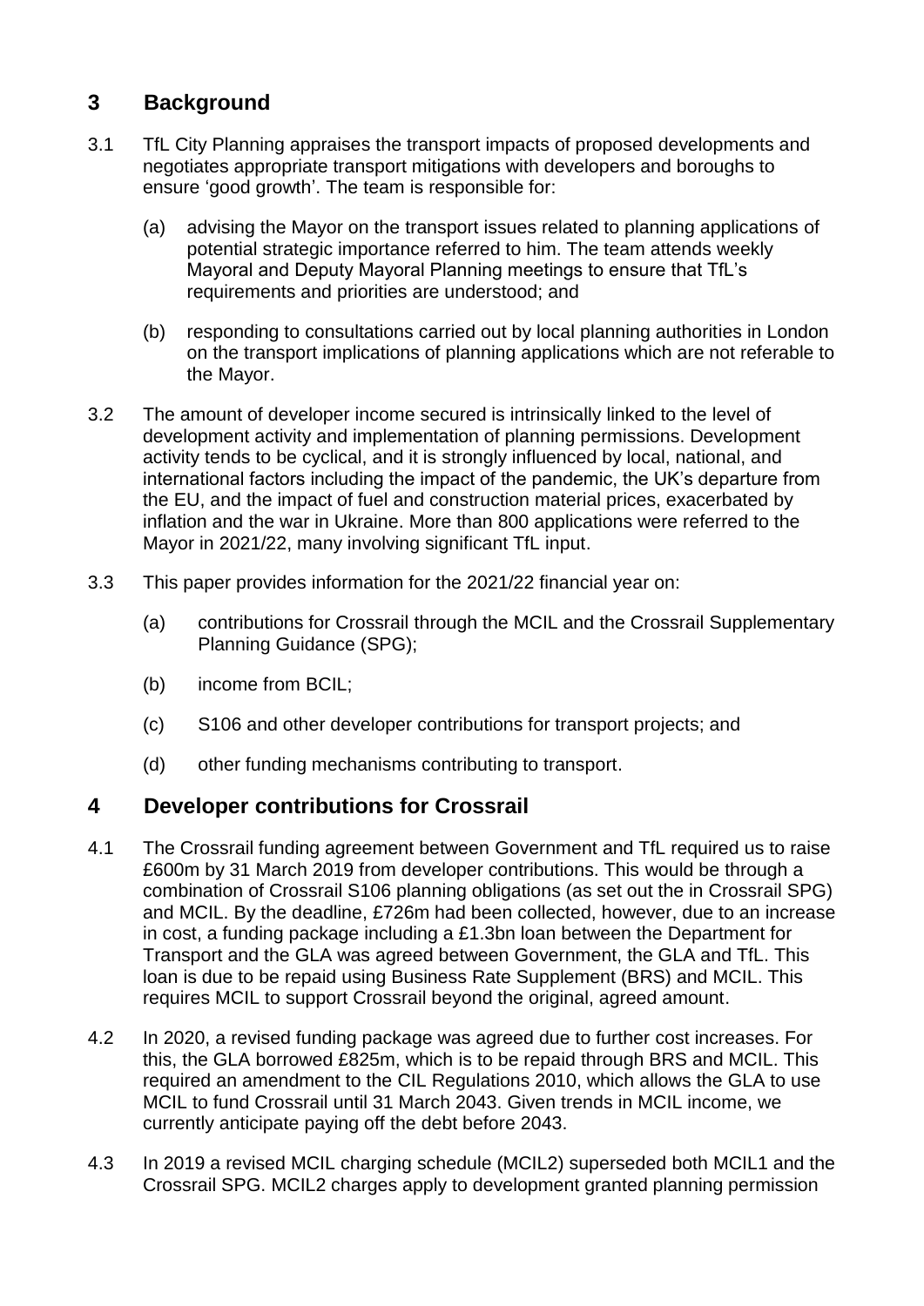## 3 Background

3.1 TfL City Planning appraises the transport impacts of proposed developments and negotiates appropriate transport mitigations with developers and boroughs to ensure 'good growth'. The team is responsible for:

(a) advising the Mayor on the transport issues related to planning applications of potential strategic importance referred to him. The team attends weekly Mayoral and Deputy Mayoral Planning meetings to ensure that TfL's requirements and priorities are understood; and

(b) responding to consultations carried out by local planning authorities in London on the transport implications of planning applications which are not referable to the Mayor.

3.2 The amount of developer income secured is intrinsically linked to the level of development activity and implementation of planning permissions. Development activity tends to be cyclical, and it is strongly influenced by local, national, and international factors including the impact of the pandemic, the UK's departure from the EU, and the impact of fuel and construction material prices, exacerbated by inflation and the war in Ukraine. More than 800 applications were referred to the Mayor in 2021/22, many involving significant TfL input.

3.3 This paper provides information for the 2021/22 financial year on:

(a) contributions for Crossrail through the MCIL and the Crossrail Supplementary Planning Guidance (SPG);

(b) income from BCIL;

(c) S106 and other developer contributions for transport projects; and

(d) other funding mechanisms contributing to transport.

## 4 Developer contributions for Crossrail

4.1 The Crossrail funding agreement between Government and TfL required us to raise £600m by 31 March 2019 from developer contributions. This would be through a combination of Crossrail S106 planning obligations (as set out the in Crossrail SPG) and MCIL. By the deadline, £726m had been collected, however, due to an increase in cost, a funding package including a £1.3bn loan between the Department for Transport and the GLA was agreed between Government, the GLA and TfL. This loan is due to be repaid using Business Rate Supplement (BRS) and MCIL. This requires MCIL to support Crossrail beyond the original, agreed amount.

4.2 In 2020, a revised funding package was agreed due to further cost increases. For this, the GLA borrowed £825m, which is to be repaid through BRS and MCIL. This required an amendment to the CIL Regulations 2010, which allows the GLA to use MCIL to fund Crossrail until 31 March 2043. Given trends in MCIL income, we currently anticipate paying off the debt before 2043.

4.3 In 2019 a revised MCIL charging schedule (MCIL2) superseded both MCIL1 and the Crossrail SPG. MCIL2 charges apply to development granted planning permission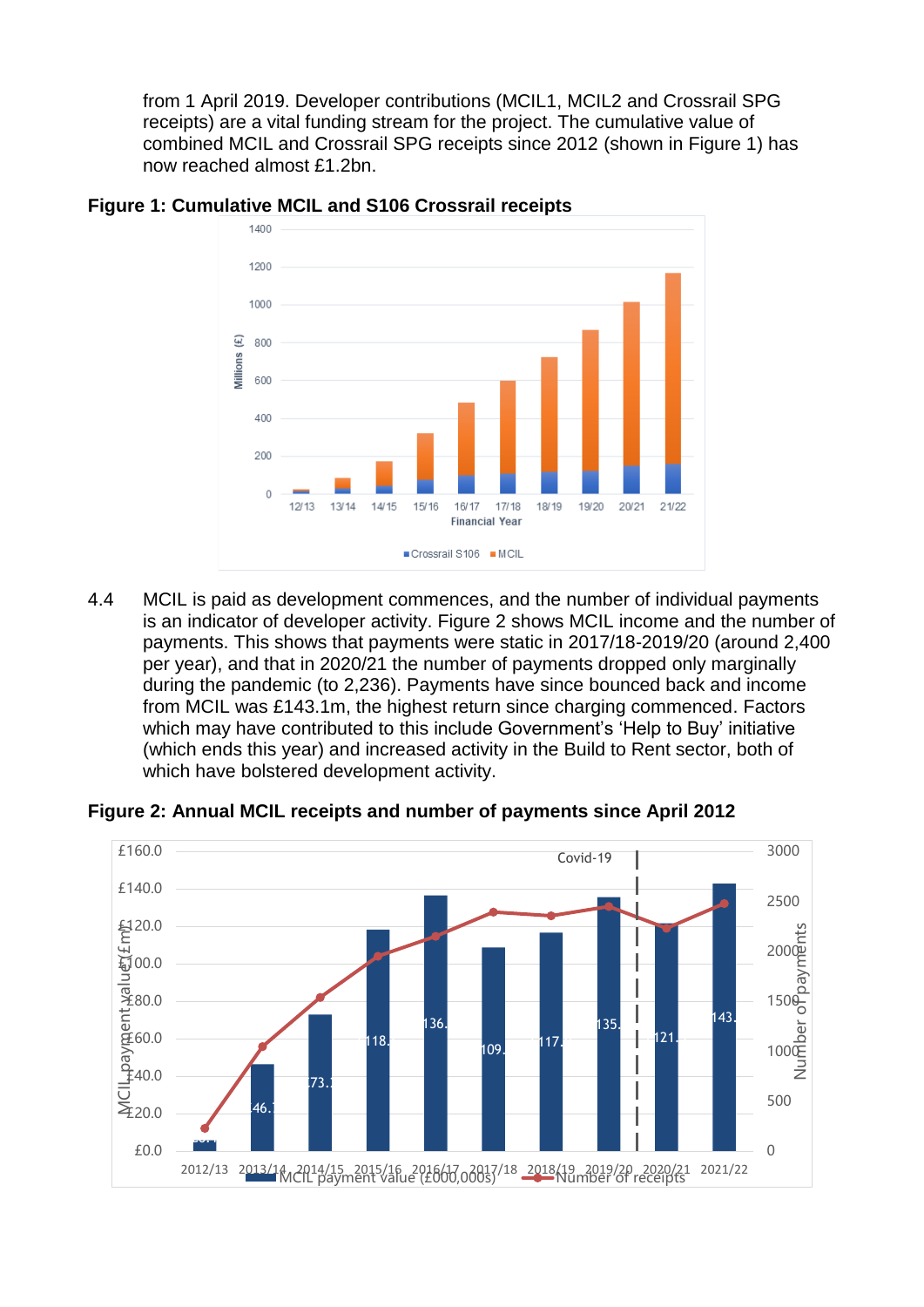from 1 April 2019. Developer contributions (MCIL1, MCIL2 and Crossrail SPG receipts) are a vital funding stream for the project. The cumulative value of combined MCIL and Crossrail SPG receipts since 2012 (shown in Figure 1) has now reached almost £1.2bn.

**Figure 1: Cumulative MCIL and S106 Crossrail receipts**

4.4 MCIL is paid as development commences, and the number of individual payments is an indicator of developer activity. Figure 2 shows MCIL income and the number of payments. This shows that payments were static in 2017/18-2019/20 (around 2,400 per year), and that in 2020/21 the number of payments dropped only marginally during the pandemic (to 2,236). Payments have since bounced back and income from MCIL was £143.1m, the highest return since charging commenced. Factors which may have contributed to this include Government's 'Help to Buy' initiative (which ends this year) and increased activity in the Build to Rent sector, both of which have bolstered development activity.

**Figure 2: Annual MCIL receipts and number of payments since April 2012**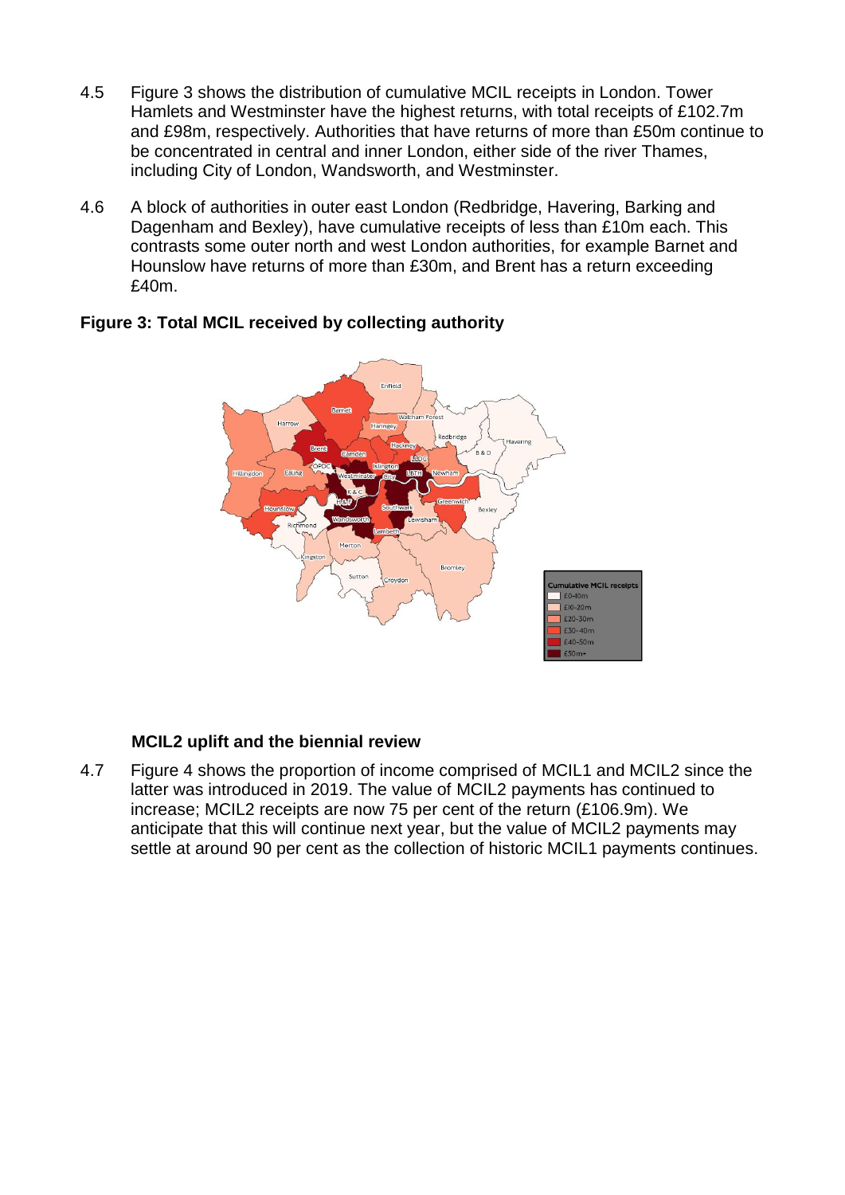4.5 Figure 3 shows the distribution of cumulative MCIL receipts in London. Tower Hamlets and Westminster have the highest returns, with total receipts of £102.7m and £98m, respectively. Authorities that have returns of more than £50m continue to be concentrated in central and inner London, either side of the river Thames, including City of London, Wandsworth, and Westminster.

4.6 A block of authorities in outer east London (Redbridge, Havering, Barking and Dagenham and Bexley), have cumulative receipts of less than £10m each. This contrasts some outer north and west London authorities, for example Barnet and Hounslow have returns of more than £30m, and Brent has a return exceeding £40m.

**Figure 3: Total MCIL received by collecting authority**

### MCIL2 uplift and the biennial review

4.7 Figure 4 shows the proportion of income comprised of MCIL1 and MCIL2 since the latter was introduced in 2019. The value of MCIL2 payments has continued to increase; MCIL2 receipts are now 75 per cent of the return (£106.9m). We anticipate that this will continue next year, but the value of MCIL2 payments may settle at around 90 per cent as the collection of historic MCIL1 payments continues.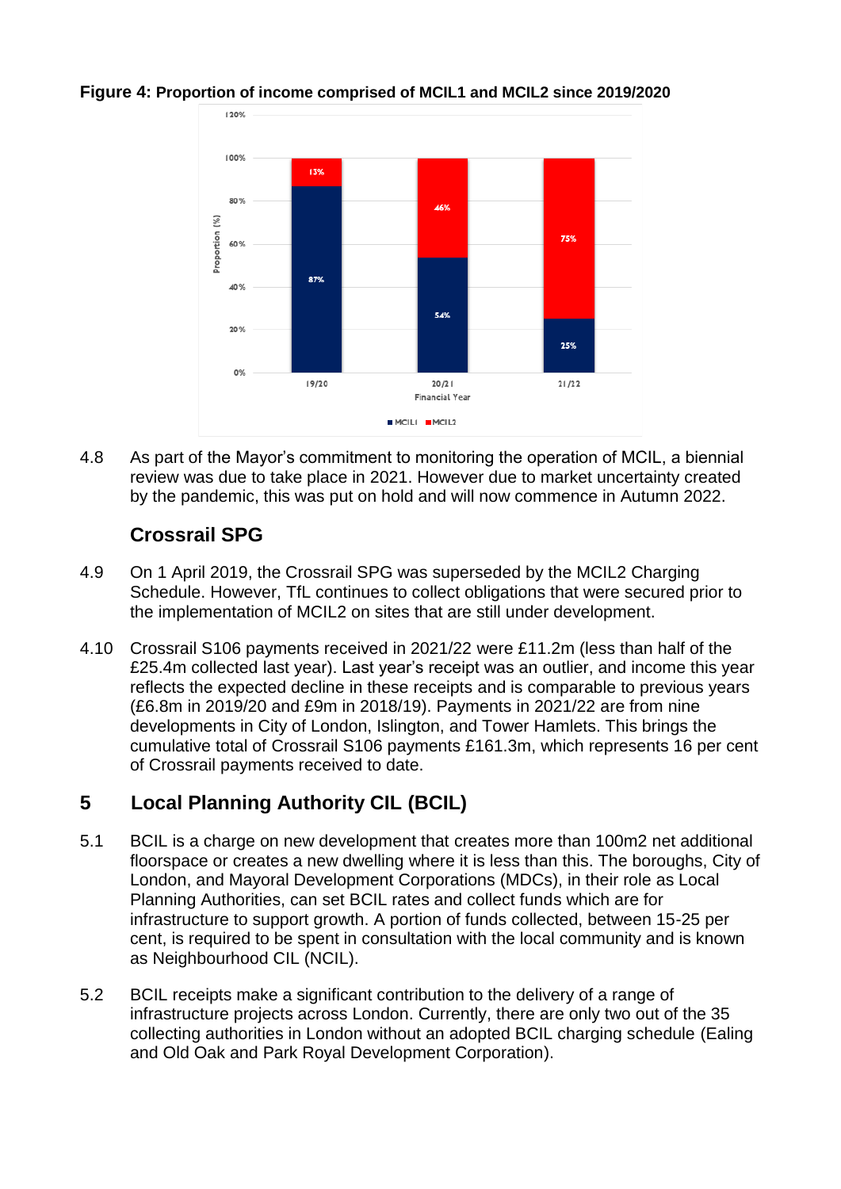**Figure 4: Proportion of income comprised of MCIL1 and MCIL2 since 2019/2020**

| Financial Year | MCIL1 | MCIL2 |
|---|---|---|
| 19/20 | 87% | 13% |
| 20/21 | 54% | 46% |
| 21/22 | 25% | 75% |

4.8 As part of the Mayor's commitment to monitoring the operation of MCIL, a biennial review was due to take place in 2021. However due to market uncertainty created by the pandemic, this was put on hold and will now commence in Autumn 2022.

### Crossrail SPG

4.9 On 1 April 2019, the Crossrail SPG was superseded by the MCIL2 Charging Schedule. However, TfL continues to collect obligations that were secured prior to the implementation of MCIL2 on sites that are still under development.

4.10 Crossrail S106 payments received in 2021/22 were £11.2m (less than half of the £25.4m collected last year). Last year's receipt was an outlier, and income this year reflects the expected decline in these receipts and is comparable to previous years (£6.8m in 2019/20 and £9m in 2018/19). Payments in 2021/22 are from nine developments in City of London, Islington, and Tower Hamlets. This brings the cumulative total of Crossrail S106 payments £161.3m, which represents 16 per cent of Crossrail payments received to date.

## 5 Local Planning Authority CIL (BCIL)

5.1 BCIL is a charge on new development that creates more than 100m2 net additional floorspace or creates a new dwelling where it is less than this. The boroughs, City of London, and Mayoral Development Corporations (MDCs), in their role as Local Planning Authorities, can set BCIL rates and collect funds which are for infrastructure to support growth. A portion of funds collected, between 15-25 per cent, is required to be spent in consultation with the local community and is known as Neighbourhood CIL (NCIL).

5.2 BCIL receipts make a significant contribution to the delivery of a range of infrastructure projects across London. Currently, there are only two out of the 35 collecting authorities in London without an adopted BCIL charging schedule (Ealing and Old Oak and Park Royal Development Corporation).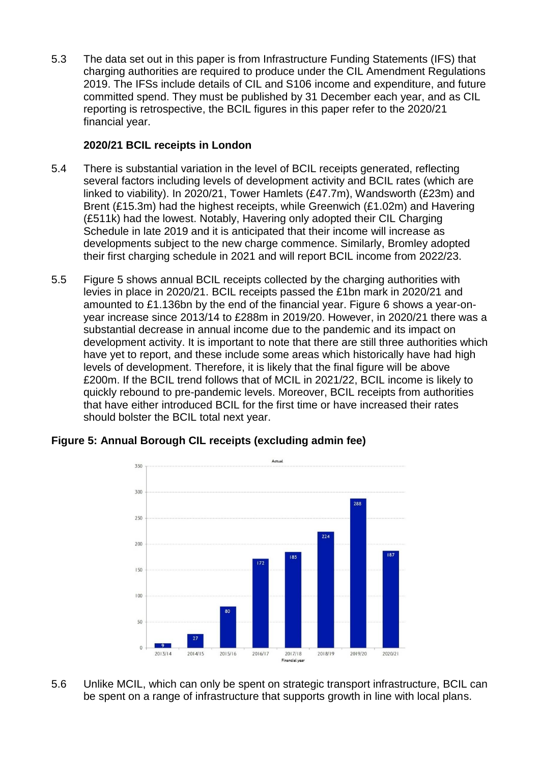5.3 The data set out in this paper is from Infrastructure Funding Statements (IFS) that charging authorities are required to produce under the CIL Amendment Regulations 2019. The IFSs include details of CIL and S106 income and expenditure, and future committed spend. They must be published by 31 December each year, and as CIL reporting is retrospective, the BCIL figures in this paper refer to the 2020/21 financial year.

**2020/21 BCIL receipts in London**

5.4 There is substantial variation in the level of BCIL receipts generated, reflecting several factors including levels of development activity and BCIL rates (which are linked to viability). In 2020/21, Tower Hamlets (£47.7m), Wandsworth (£23m) and Brent (£15.3m) had the highest receipts, while Greenwich (£1.02m) and Havering (£511k) had the lowest. Notably, Havering only adopted their CIL Charging Schedule in late 2019 and it is anticipated that their income will increase as developments subject to the new charge commence. Similarly, Bromley adopted their first charging schedule in 2021 and will report BCIL income from 2022/23.

5.5 Figure 5 shows annual BCIL receipts collected by the charging authorities with levies in place in 2020/21. BCIL receipts passed the £1bn mark in 2020/21 and amounted to £1.136bn by the end of the financial year. Figure 6 shows a year-on-year increase since 2013/14 to £288m in 2019/20. However, in 2020/21 there was a substantial decrease in annual income due to the pandemic and its impact on development activity. It is important to note that there are still three authorities which have yet to report, and these include some areas which historically have had high levels of development. Therefore, it is likely that the final figure will be above £200m. If the BCIL trend follows that of MCIL in 2021/22, BCIL income is likely to quickly rebound to pre-pandemic levels. Moreover, BCIL receipts from authorities that have either introduced BCIL for the first time or have increased their rates should bolster the BCIL total next year.

**Figure 5: Annual Borough CIL receipts (excluding admin fee)**

| Financial year | Actual |
|---|---|
| 2013/14 | 9 |
| 2014/15 | 27 |
| 2015/16 | 80 |
| 2016/17 | 172 |
| 2017/18 | 185 |
| 2018/19 | 224 |
| 2019/20 | 288 |
| 2020/21 | 187 |

5.6 Unlike MCIL, which can only be spent on strategic transport infrastructure, BCIL can be spent on a range of infrastructure that supports growth in line with local plans.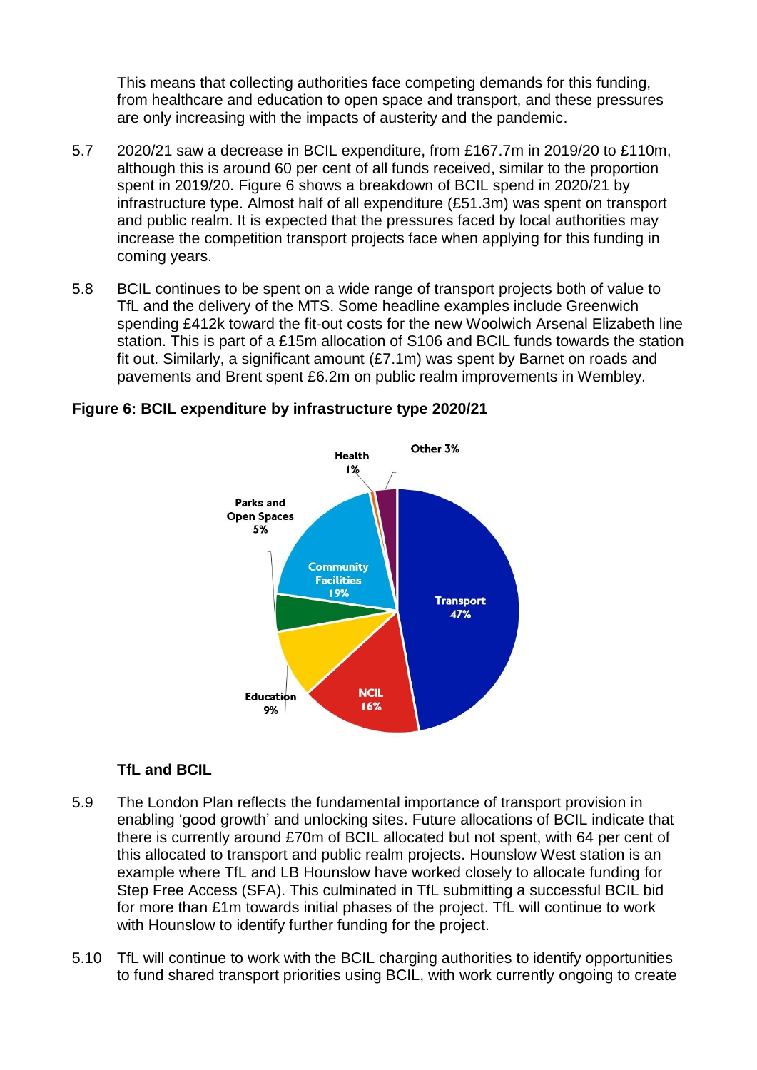This means that collecting authorities face competing demands for this funding, from healthcare and education to open space and transport, and these pressures are only increasing with the impacts of austerity and the pandemic.

5.7 2020/21 saw a decrease in BCIL expenditure, from £167.7m in 2019/20 to £110m, although this is around 60 per cent of all funds received, similar to the proportion spent in 2019/20. Figure 6 shows a breakdown of BCIL spend in 2020/21 by infrastructure type. Almost half of all expenditure (£51.3m) was spent on transport and public realm. It is expected that the pressures faced by local authorities may increase the competition transport projects face when applying for this funding in coming years.

5.8 BCIL continues to be spent on a wide range of transport projects both of value to TfL and the delivery of the MTS. Some headline examples include Greenwich spending £412k toward the fit-out costs for the new Woolwich Arsenal Elizabeth line station. This is part of a £15m allocation of S106 and BCIL funds towards the station fit out. Similarly, a significant amount (£7.1m) was spent by Barnet on roads and pavements and Brent spent £6.2m on public realm improvements in Wembley.

**Figure 6: BCIL expenditure by infrastructure type 2020/21**

| Infrastructure type | Share |
|---|---|
| Transport | 47% |
| Community Facilities | 19% |
| NCIL | 16% |
| Education | 9% |
| Parks and Open Spaces | 5% |
| Other | 3% |
| Health | 1% |

### TfL and BCIL

5.9 The London Plan reflects the fundamental importance of transport provision in enabling 'good growth' and unlocking sites. Future allocations of BCIL indicate that there is currently around £70m of BCIL allocated but not spent, with 64 per cent of this allocated to transport and public realm projects. Hounslow West station is an example where TfL and LB Hounslow have worked closely to allocate funding for Step Free Access (SFA). This culminated in TfL submitting a successful BCIL bid for more than £1m towards initial phases of the project. TfL will continue to work with Hounslow to identify further funding for the project.

5.10 TfL will continue to work with the BCIL charging authorities to identify opportunities to fund shared transport priorities using BCIL, with work currently ongoing to create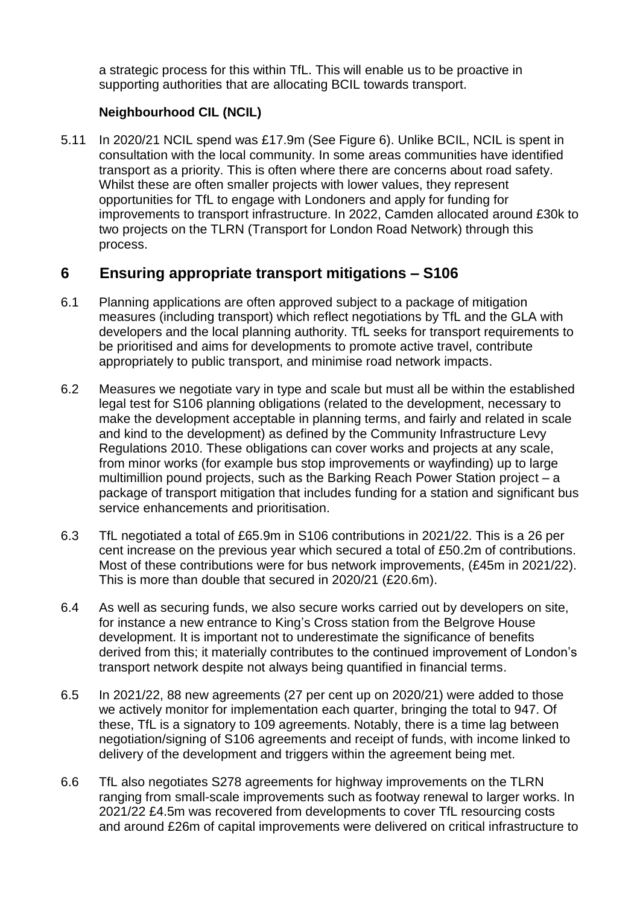a strategic process for this within TfL. This will enable us to be proactive in supporting authorities that are allocating BCIL towards transport.

**Neighbourhood CIL (NCIL)**

5.11 In 2020/21 NCIL spend was £17.9m (See Figure 6). Unlike BCIL, NCIL is spent in consultation with the local community. In some areas communities have identified transport as a priority. This is often where there are concerns about road safety. Whilst these are often smaller projects with lower values, they represent opportunities for TfL to engage with Londoners and apply for funding for improvements to transport infrastructure. In 2022, Camden allocated around £30k to two projects on the TLRN (Transport for London Road Network) through this process.

## 6 Ensuring appropriate transport mitigations – S106

6.1 Planning applications are often approved subject to a package of mitigation measures (including transport) which reflect negotiations by TfL and the GLA with developers and the local planning authority. TfL seeks for transport requirements to be prioritised and aims for developments to promote active travel, contribute appropriately to public transport, and minimise road network impacts.

6.2 Measures we negotiate vary in type and scale but must all be within the established legal test for S106 planning obligations (related to the development, necessary to make the development acceptable in planning terms, and fairly and related in scale and kind to the development) as defined by the Community Infrastructure Levy Regulations 2010. These obligations can cover works and projects at any scale, from minor works (for example bus stop improvements or wayfinding) up to large multimillion pound projects, such as the Barking Reach Power Station project – a package of transport mitigation that includes funding for a station and significant bus service enhancements and prioritisation.

6.3 TfL negotiated a total of £65.9m in S106 contributions in 2021/22. This is a 26 per cent increase on the previous year which secured a total of £50.2m of contributions. Most of these contributions were for bus network improvements, (£45m in 2021/22). This is more than double that secured in 2020/21 (£20.6m).

6.4 As well as securing funds, we also secure works carried out by developers on site, for instance a new entrance to King's Cross station from the Belgrove House development. It is important not to underestimate the significance of benefits derived from this; it materially contributes to the continued improvement of London's transport network despite not always being quantified in financial terms.

6.5 In 2021/22, 88 new agreements (27 per cent up on 2020/21) were added to those we actively monitor for implementation each quarter, bringing the total to 947. Of these, TfL is a signatory to 109 agreements. Notably, there is a time lag between negotiation/signing of S106 agreements and receipt of funds, with income linked to delivery of the development and triggers within the agreement being met.

6.6 TfL also negotiates S278 agreements for highway improvements on the TLRN ranging from small-scale improvements such as footway renewal to larger works. In 2021/22 £4.5m was recovered from developments to cover TfL resourcing costs and around £26m of capital improvements were delivered on critical infrastructure to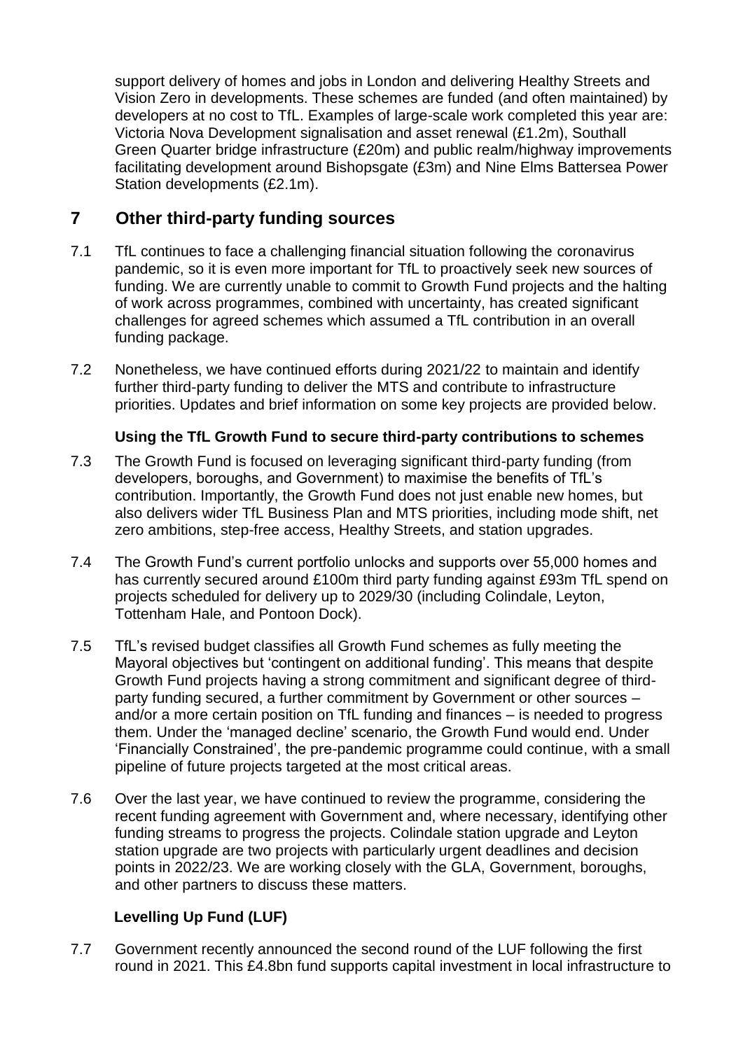support delivery of homes and jobs in London and delivering Healthy Streets and Vision Zero in developments. These schemes are funded (and often maintained) by developers at no cost to TfL. Examples of large-scale work completed this year are: Victoria Nova Development signalisation and asset renewal (£1.2m), Southall Green Quarter bridge infrastructure (£20m) and public realm/highway improvements facilitating development around Bishopsgate (£3m) and Nine Elms Battersea Power Station developments (£2.1m).

## 7 Other third-party funding sources

7.1 TfL continues to face a challenging financial situation following the coronavirus pandemic, so it is even more important for TfL to proactively seek new sources of funding. We are currently unable to commit to Growth Fund projects and the halting of work across programmes, combined with uncertainty, has created significant challenges for agreed schemes which assumed a TfL contribution in an overall funding package.

7.2 Nonetheless, we have continued efforts during 2021/22 to maintain and identify further third-party funding to deliver the MTS and contribute to infrastructure priorities. Updates and brief information on some key projects are provided below.

**Using the TfL Growth Fund to secure third-party contributions to schemes**

7.3 The Growth Fund is focused on leveraging significant third-party funding (from developers, boroughs, and Government) to maximise the benefits of TfL's contribution. Importantly, the Growth Fund does not just enable new homes, but also delivers wider TfL Business Plan and MTS priorities, including mode shift, net zero ambitions, step-free access, Healthy Streets, and station upgrades.

7.4 The Growth Fund's current portfolio unlocks and supports over 55,000 homes and has currently secured around £100m third party funding against £93m TfL spend on projects scheduled for delivery up to 2029/30 (including Colindale, Leyton, Tottenham Hale, and Pontoon Dock).

7.5 TfL's revised budget classifies all Growth Fund schemes as fully meeting the Mayoral objectives but 'contingent on additional funding'. This means that despite Growth Fund projects having a strong commitment and significant degree of third-party funding secured, a further commitment by Government or other sources – and/or a more certain position on TfL funding and finances – is needed to progress them. Under the 'managed decline' scenario, the Growth Fund would end. Under 'Financially Constrained', the pre-pandemic programme could continue, with a small pipeline of future projects targeted at the most critical areas.

7.6 Over the last year, we have continued to review the programme, considering the recent funding agreement with Government and, where necessary, identifying other funding streams to progress the projects. Colindale station upgrade and Leyton station upgrade are two projects with particularly urgent deadlines and decision points in 2022/23. We are working closely with the GLA, Government, boroughs, and other partners to discuss these matters.

**Levelling Up Fund (LUF)**

7.7 Government recently announced the second round of the LUF following the first round in 2021. This £4.8bn fund supports capital investment in local infrastructure to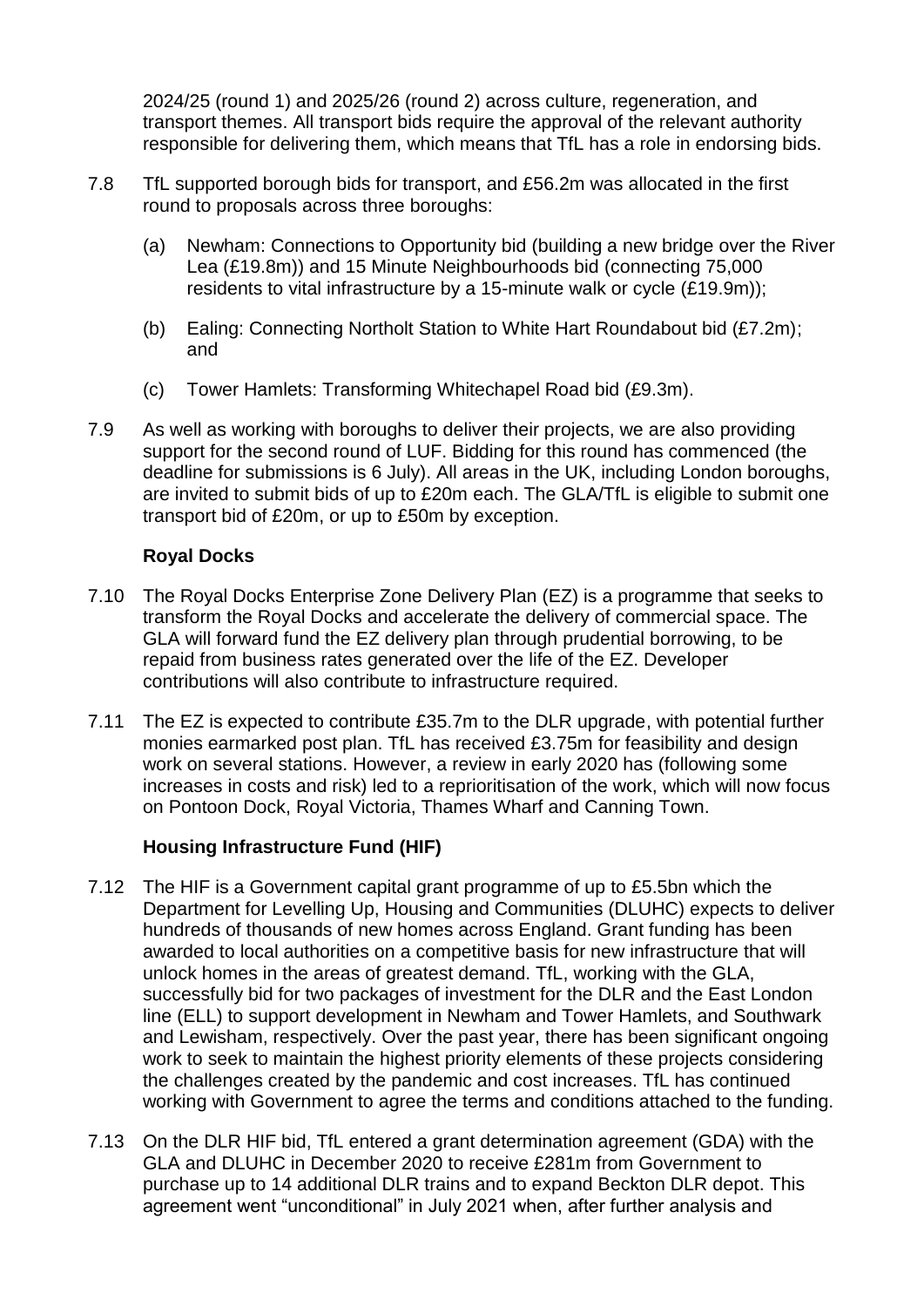2024/25 (round 1) and 2025/26 (round 2) across culture, regeneration, and transport themes. All transport bids require the approval of the relevant authority responsible for delivering them, which means that TfL has a role in endorsing bids.

7.8 TfL supported borough bids for transport, and £56.2m was allocated in the first round to proposals across three boroughs:

(a) Newham: Connections to Opportunity bid (building a new bridge over the River Lea (£19.8m)) and 15 Minute Neighbourhoods bid (connecting 75,000 residents to vital infrastructure by a 15-minute walk or cycle (£19.9m));

(b) Ealing: Connecting Northolt Station to White Hart Roundabout bid (£7.2m); and

(c) Tower Hamlets: Transforming Whitechapel Road bid (£9.3m).

7.9 As well as working with boroughs to deliver their projects, we are also providing support for the second round of LUF. Bidding for this round has commenced (the deadline for submissions is 6 July). All areas in the UK, including London boroughs, are invited to submit bids of up to £20m each. The GLA/TfL is eligible to submit one transport bid of £20m, or up to £50m by exception.

**Royal Docks**

7.10 The Royal Docks Enterprise Zone Delivery Plan (EZ) is a programme that seeks to transform the Royal Docks and accelerate the delivery of commercial space. The GLA will forward fund the EZ delivery plan through prudential borrowing, to be repaid from business rates generated over the life of the EZ. Developer contributions will also contribute to infrastructure required.

7.11 The EZ is expected to contribute £35.7m to the DLR upgrade, with potential further monies earmarked post plan. TfL has received £3.75m for feasibility and design work on several stations. However, a review in early 2020 has (following some increases in costs and risk) led to a reprioritisation of the work, which will now focus on Pontoon Dock, Royal Victoria, Thames Wharf and Canning Town.

**Housing Infrastructure Fund (HIF)**

7.12 The HIF is a Government capital grant programme of up to £5.5bn which the Department for Levelling Up, Housing and Communities (DLUHC) expects to deliver hundreds of thousands of new homes across England. Grant funding has been awarded to local authorities on a competitive basis for new infrastructure that will unlock homes in the areas of greatest demand. TfL, working with the GLA, successfully bid for two packages of investment for the DLR and the East London line (ELL) to support development in Newham and Tower Hamlets, and Southwark and Lewisham, respectively. Over the past year, there has been significant ongoing work to seek to maintain the highest priority elements of these projects considering the challenges created by the pandemic and cost increases. TfL has continued working with Government to agree the terms and conditions attached to the funding.

7.13 On the DLR HIF bid, TfL entered a grant determination agreement (GDA) with the GLA and DLUHC in December 2020 to receive £281m from Government to purchase up to 14 additional DLR trains and to expand Beckton DLR depot. This agreement went "unconditional" in July 2021 when, after further analysis and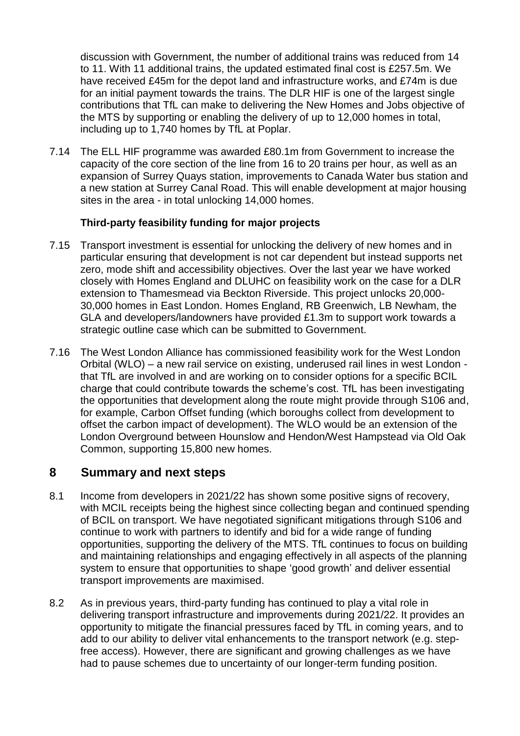discussion with Government, the number of additional trains was reduced from 14 to 11. With 11 additional trains, the updated estimated final cost is £257.5m. We have received £45m for the depot land and infrastructure works, and £74m is due for an initial payment towards the trains. The DLR HIF is one of the largest single contributions that TfL can make to delivering the New Homes and Jobs objective of the MTS by supporting or enabling the delivery of up to 12,000 homes in total, including up to 1,740 homes by TfL at Poplar.

7.14 The ELL HIF programme was awarded £80.1m from Government to increase the capacity of the core section of the line from 16 to 20 trains per hour, as well as an expansion of Surrey Quays station, improvements to Canada Water bus station and a new station at Surrey Canal Road. This will enable development at major housing sites in the area - in total unlocking 14,000 homes.

### Third-party feasibility funding for major projects

7.15 Transport investment is essential for unlocking the delivery of new homes and in particular ensuring that development is not car dependent but instead supports net zero, mode shift and accessibility objectives. Over the last year we have worked closely with Homes England and DLUHC on feasibility work on the case for a DLR extension to Thamesmead via Beckton Riverside. This project unlocks 20,000-30,000 homes in East London. Homes England, RB Greenwich, LB Newham, the GLA and developers/landowners have provided £1.3m to support work towards a strategic outline case which can be submitted to Government.

7.16 The West London Alliance has commissioned feasibility work for the West London Orbital (WLO) – a new rail service on existing, underused rail lines in west London - that TfL are involved in and are working on to consider options for a specific BCIL charge that could contribute towards the scheme's cost. TfL has been investigating the opportunities that development along the route might provide through S106 and, for example, Carbon Offset funding (which boroughs collect from development to offset the carbon impact of development). The WLO would be an extension of the London Overground between Hounslow and Hendon/West Hampstead via Old Oak Common, supporting 15,800 new homes.

## 8 Summary and next steps

8.1 Income from developers in 2021/22 has shown some positive signs of recovery, with MCIL receipts being the highest since collecting began and continued spending of BCIL on transport. We have negotiated significant mitigations through S106 and continue to work with partners to identify and bid for a wide range of funding opportunities, supporting the delivery of the MTS. TfL continues to focus on building and maintaining relationships and engaging effectively in all aspects of the planning system to ensure that opportunities to shape 'good growth' and deliver essential transport improvements are maximised.

8.2 As in previous years, third-party funding has continued to play a vital role in delivering transport infrastructure and improvements during 2021/22. It provides an opportunity to mitigate the financial pressures faced by TfL in coming years, and to add to our ability to deliver vital enhancements to the transport network (e.g. step-free access). However, there are significant and growing challenges as we have had to pause schemes due to uncertainty of our longer-term funding position.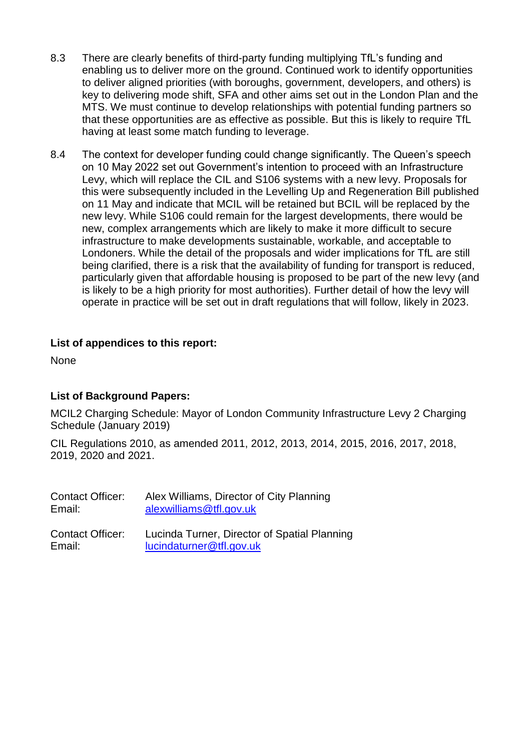8.3 There are clearly benefits of third-party funding multiplying TfL's funding and enabling us to deliver more on the ground. Continued work to identify opportunities to deliver aligned priorities (with boroughs, government, developers, and others) is key to delivering mode shift, SFA and other aims set out in the London Plan and the MTS. We must continue to develop relationships with potential funding partners so that these opportunities are as effective as possible. But this is likely to require TfL having at least some match funding to leverage.

8.4 The context for developer funding could change significantly. The Queen's speech on 10 May 2022 set out Government's intention to proceed with an Infrastructure Levy, which will replace the CIL and S106 systems with a new levy. Proposals for this were subsequently included in the Levelling Up and Regeneration Bill published on 11 May and indicate that MCIL will be retained but BCIL will be replaced by the new levy. While S106 could remain for the largest developments, there would be new, complex arrangements which are likely to make it more difficult to secure infrastructure to make developments sustainable, workable, and acceptable to Londoners. While the detail of the proposals and wider implications for TfL are still being clarified, there is a risk that the availability of funding for transport is reduced, particularly given that affordable housing is proposed to be part of the new levy (and is likely to be a high priority for most authorities). Further detail of how the levy will operate in practice will be set out in draft regulations that will follow, likely in 2023.

**List of appendices to this report:**

None

**List of Background Papers:**

MCIL2 Charging Schedule: Mayor of London Community Infrastructure Levy 2 Charging Schedule (January 2019)

CIL Regulations 2010, as amended 2011, 2012, 2013, 2014, 2015, 2016, 2017, 2018, 2019, 2020 and 2021.

Contact Officer: Alex Williams, Director of City Planning
Email: alexwilliams@tfl.gov.uk

Contact Officer: Lucinda Turner, Director of Spatial Planning
Email: lucindaturner@tfl.gov.uk